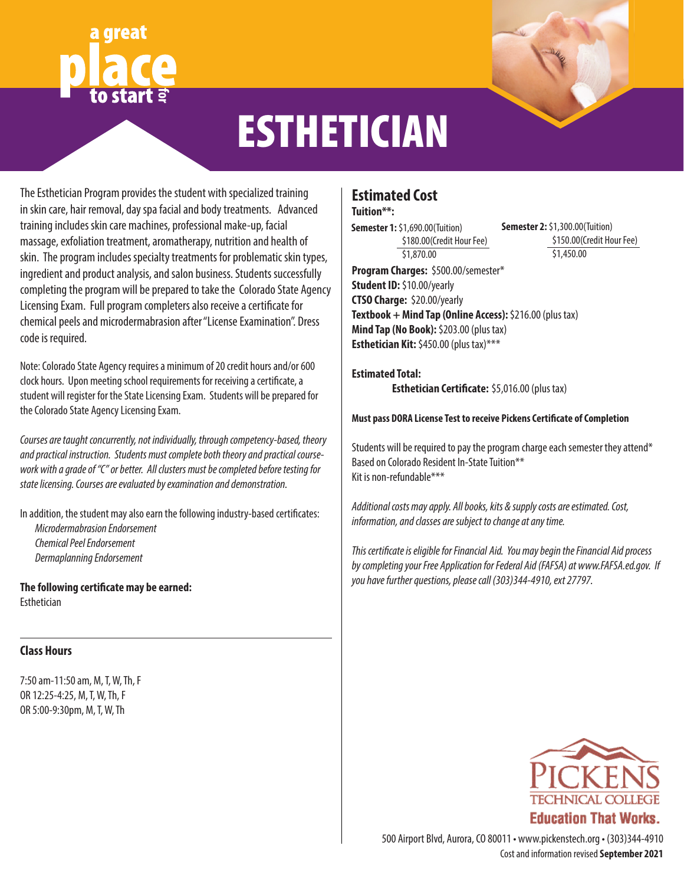a great place to start for

# ESTHETICIAN

The Esthetician Program provides the student with specialized training in skin care, hair removal, day spa facial and body treatments. Advanced training includes skin care machines, professional make-up, facial massage, exfoliation treatment, aromatherapy, nutrition and health of skin. The program includes specialty treatments for problematic skin types, ingredient and product analysis, and salon business. Students successfully completing the program will be prepared to take the Colorado State Agency Licensing Exam. Full program completers also receive a certificate for chemical peels and microdermabrasion after "License Examination". Dress code is required.

Note: Colorado State Agency requires a minimum of 20 credit hours and/or 600 clock hours. Upon meeting school requirements for receiving a certificate, a student will register for the State Licensing Exam. Students will be prepared for the Colorado State Agency Licensing Exam.

*Courses are taught concurrently, not individually, through competency-based, theory and practical instruction. Students must complete both theory and practical course-work with a grade of "C" or better. All clusters must be completed before testing for state licensing. Courses are evaluated by examination and demonstration.*

In addition, the student may also earn the following industry-based certificates:

- *Microdermabrasion Endorsement*
- *Chemical Peel Endorsement*
- *Dermaplanning Endorsement*

**The following certificate may be earned:**
Esthetician

## Class Hours

7:50 am-11:50 am, M, T, W, Th, F
OR 12:25-4:25, M, T, W, Th, F
OR 5:00-9:30pm, M, T, W, Th

## Estimated Cost

**Tuition**\*\*:**

**Semester 1:** $1,690.00(Tuition)
$180.00(Credit Hour Fee)
$1,870.00

**Semester 2:** $1,300.00(Tuition)
$150.00(Credit Hour Fee)
$1,450.00

**Program Charges:** $500.00/semester*
**Student ID:** $10.00/yearly
**CTSO Charge:** $20.00/yearly
**Textbook + Mind Tap (Online Access):** $216.00 (plus tax)
**Mind Tap (No Book):** $203.00 (plus tax)
**Esthetician Kit:** $450.00 (plus tax)***

**Estimated Total:**
**Esthetician Certificate:** $5,016.00 (plus tax)

**Must pass DORA License Test to receive Pickens Certificate of Completion**

Students will be required to pay the program charge each semester they attend*
Based on Colorado Resident In-State Tuition**
Kit is non-refundable***

*Additional costs may apply. All books, kits & supply costs are estimated. Cost, information, and classes are subject to change at any time.*

*This certificate is eligible for Financial Aid. You may begin the Financial Aid process by completing your Free Application for Federal Aid (FAFSA) at www.FAFSA.ed.gov. If you have further questions, please call (303)344-4910, ext 27797.*

PICKENS TECHNICAL COLLEGE
**Education That Works.**

500 Airport Blvd, Aurora, CO 80011 • www.pickenstech.org • (303)344-4910
Cost and information revised **September 2021**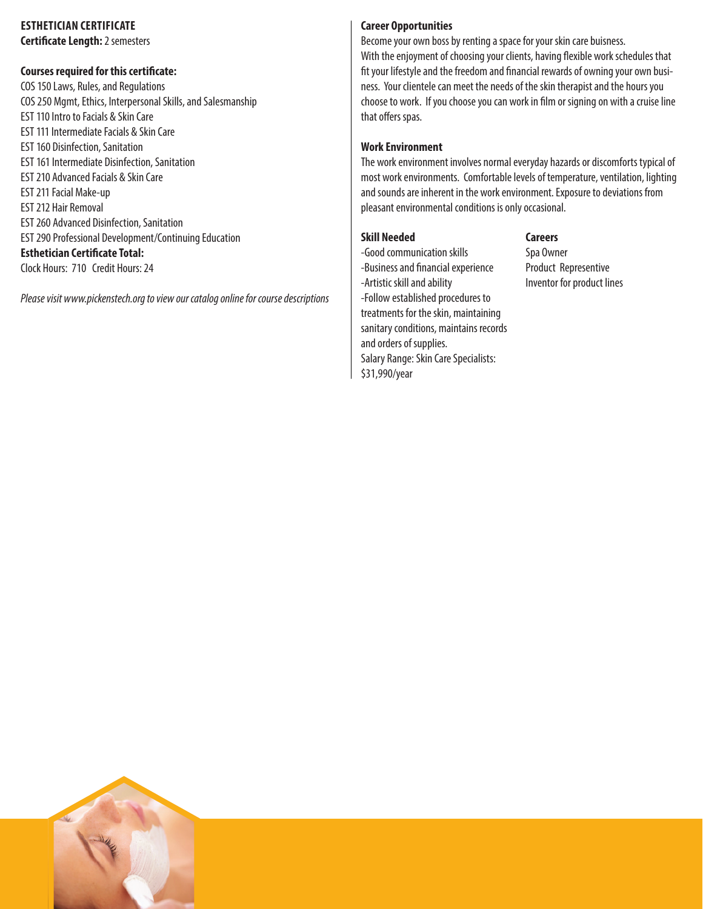## ESTHETICIAN CERTIFICATE

**Certificate Length:** 2 semesters

**Courses required for this certificate:**

COS 150 Laws, Rules, and Regulations
COS 250 Mgmt, Ethics, Interpersonal Skills, and Salesmanship
EST 110 Intro to Facials & Skin Care
EST 111 Intermediate Facials & Skin Care
EST 160 Disinfection, Sanitation
EST 161 Intermediate Disinfection, Sanitation
EST 210 Advanced Facials & Skin Care
EST 211 Facial Make-up
EST 212 Hair Removal
EST 260 Advanced Disinfection, Sanitation
EST 290 Professional Development/Continuing Education

**Esthetician Certificate Total:**
Clock Hours: 710 Credit Hours: 24

*Please visit www.pickenstech.org to view our catalog online for course descriptions*

**Career Opportunities**

Become your own boss by renting a space for your skin care buisness. With the enjoyment of choosing your clients, having flexible work schedules that fit your lifestyle and the freedom and financial rewards of owning your own business. Your clientele can meet the needs of the skin therapist and the hours you choose to work. If you choose you can work in film or signing on with a cruise line that offers spas.

**Work Environment**

The work environment involves normal everyday hazards or discomforts typical of most work environments. Comfortable levels of temperature, ventilation, lighting and sounds are inherent in the work environment. Exposure to deviations from pleasant environmental conditions is only occasional.

**Skill Needed**

-Good communication skills
-Business and financial experience
-Artistic skill and ability
-Follow established procedures to treatments for the skin, maintaining sanitary conditions, maintains records and orders of supplies.

Salary Range: Skin Care Specialists: $31,990/year

**Careers**

Spa Owner
Product Representive
Inventor for product lines